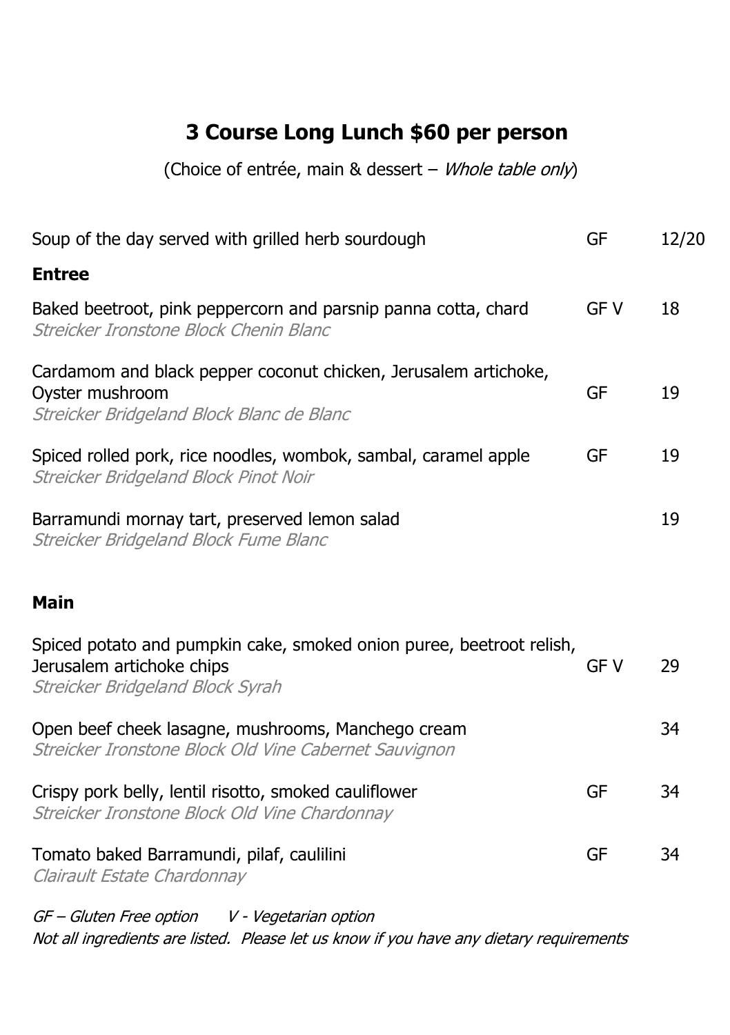# 3 Course Long Lunch $60 per person

(Choice of entrée, main & dessert – *Whole table only*)

| | | |
|---|---|---|
| Soup of the day served with grilled herb sourdough | GF | 12/20 |

## Entree

| | | |
|---|---|---|
| Baked beetroot, pink peppercorn and parsnip panna cotta, chard<br>*Streicker Ironstone Block Chenin Blanc* | GF V | 18 |
| Cardamom and black pepper coconut chicken, Jerusalem artichoke, Oyster mushroom<br>*Streicker Bridgeland Block Blanc de Blanc* | GF | 19 |
| Spiced rolled pork, rice noodles, wombok, sambal, caramel apple<br>*Streicker Bridgeland Block Pinot Noir* | GF | 19 |
| Barramundi mornay tart, preserved lemon salad<br>*Streicker Bridgeland Block Fume Blanc* | | 19 |

## Main

| | | |
|---|---|---|
| Spiced potato and pumpkin cake, smoked onion puree, beetroot relish, Jerusalem artichoke chips<br>*Streicker Bridgeland Block Syrah* | GF V | 29 |
| Open beef cheek lasagne, mushrooms, Manchego cream<br>*Streicker Ironstone Block Old Vine Cabernet Sauvignon* | | 34 |
| Crispy pork belly, lentil risotto, smoked cauliflower<br>*Streicker Ironstone Block Old Vine Chardonnay* | GF | 34 |
| Tomato baked Barramundi, pilaf, caulilini<br>*Clairault Estate Chardonnay* | GF | 34 |

*GF – Gluten Free option    V - Vegetarian option*

*Not all ingredients are listed. Please let us know if you have any dietary requirements*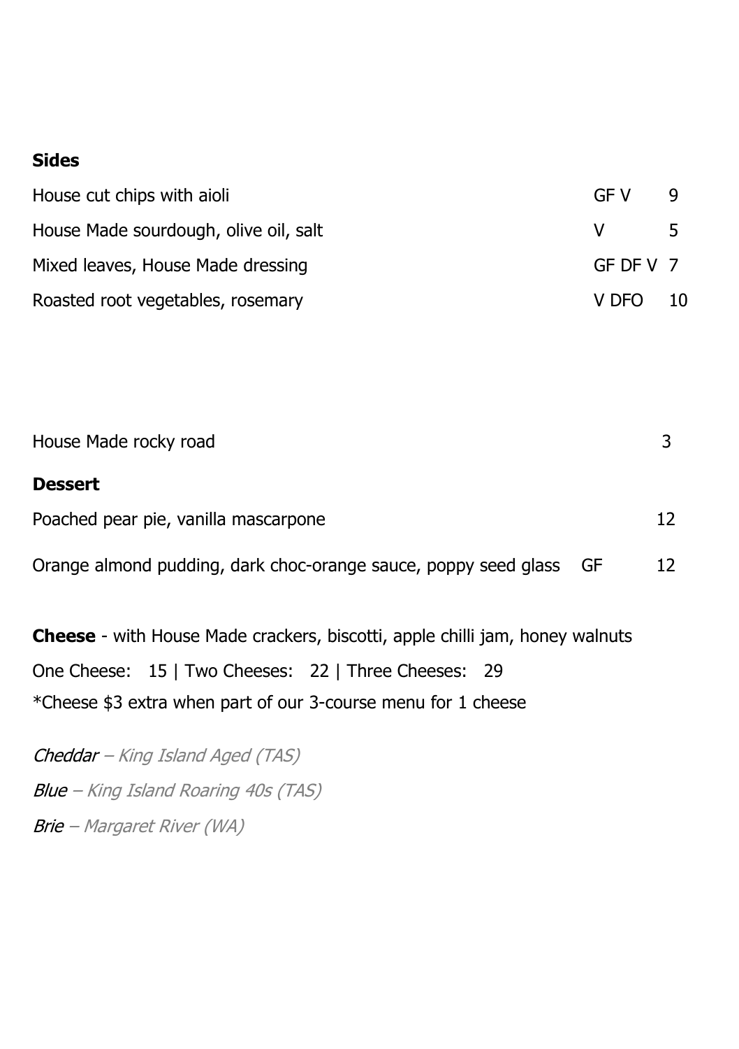**Sides**

| | | |
|---|---|---|
| House cut chips with aioli | GF V | 9 |
| House Made sourdough, olive oil, salt | V | 5 |
| Mixed leaves, House Made dressing | GF DF V | 7 |
| Roasted root vegetables, rosemary | V DFO | 10 |

| | | |
|---|---|---|
| House Made rocky road | | 3 |

**Dessert**

| | | |
|---|---|---|
| Poached pear pie, vanilla mascarpone | | 12 |
| Orange almond pudding, dark choc-orange sauce, poppy seed glass | GF | 12 |

**Cheese** - with House Made crackers, biscotti, apple chilli jam, honey walnuts

One Cheese: 15 | Two Cheeses: 22 | Three Cheeses: 29

*Cheese $3 extra when part of our 3-course menu for 1 cheese

*Cheddar – King Island Aged (TAS)*

*Blue – King Island Roaring 40s (TAS)*

*Brie – Margaret River (WA)*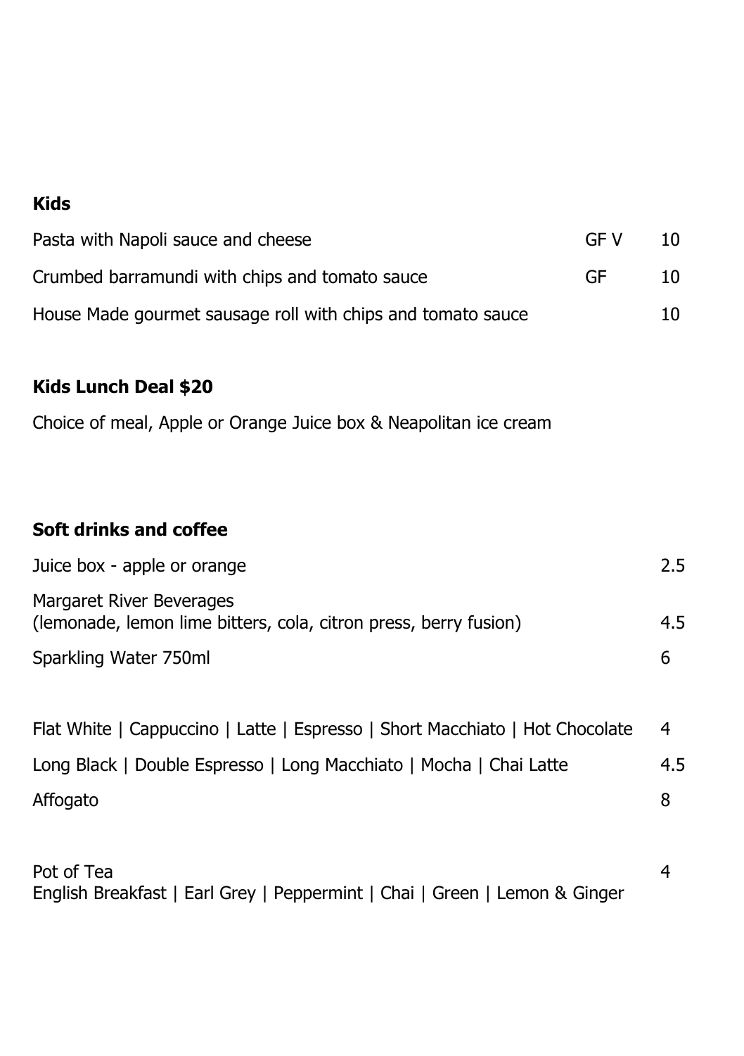## Kids

| | | |
|---|---|---|
| Pasta with Napoli sauce and cheese | GF V | 10 |
| Crumbed barramundi with chips and tomato sauce | GF | 10 |
| House Made gourmet sausage roll with chips and tomato sauce | | 10 |

## Kids Lunch Deal $20

Choice of meal, Apple or Orange Juice box & Neapolitan ice cream

## Soft drinks and coffee

| | |
|---|---|
| Juice box - apple or orange | 2.5 |
| Margaret River Beverages (lemonade, lemon lime bitters, cola, citron press, berry fusion) | 4.5 |
| Sparkling Water 750ml | 6 |

| | |
|---|---|
| Flat White \| Cappuccino \| Latte \| Espresso \| Short Macchiato \| Hot Chocolate | 4 |
| Long Black \| Double Espresso \| Long Macchiato \| Mocha \| Chai Latte | 4.5 |
| Affogato | 8 |

| | |
|---|---|
| Pot of Tea<br>English Breakfast \| Earl Grey \| Peppermint \| Chai \| Green \| Lemon & Ginger | 4 |